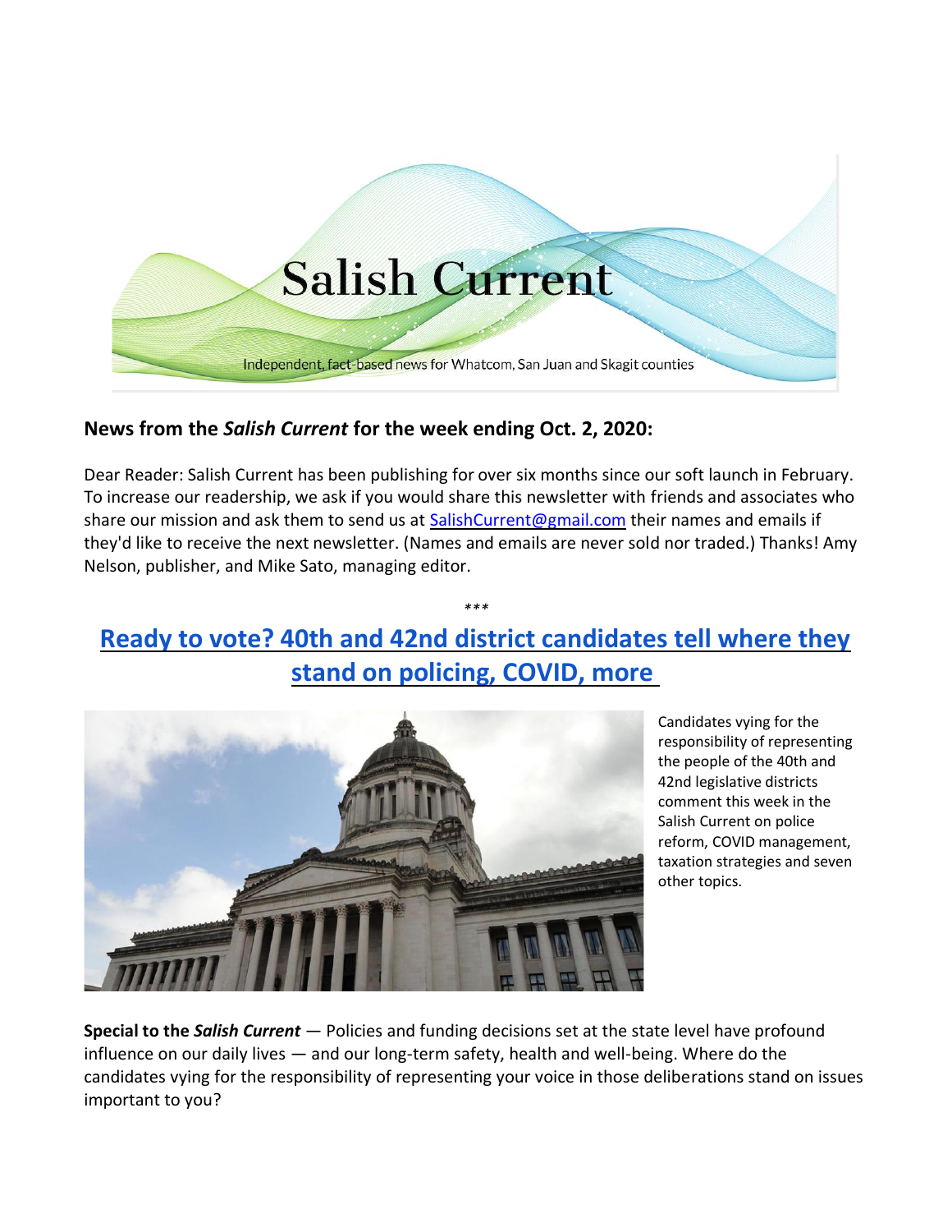Salish Current

Independent, fact-based news for Whatcom, San Juan and Skagit counties

### News from the *Salish Current* for the week ending Oct. 2, 2020:

Dear Reader: Salish Current has been publishing for over six months since our soft launch in February. To increase our readership, we ask if you would share this newsletter with friends and associates who share our mission and ask them to send us at SalishCurrent@gmail.com their names and emails if they'd like to receive the next newsletter. (Names and emails are never sold nor traded.) Thanks! Amy Nelson, publisher, and Mike Sato, managing editor.

\*\*\*

## Ready to vote? 40th and 42nd district candidates tell where they stand on policing, COVID, more

Candidates vying for the responsibility of representing the people of the 40th and 42nd legislative districts comment this week in the Salish Current on police reform, COVID management, taxation strategies and seven other topics.

**Special to the *Salish Current*** — Policies and funding decisions set at the state level have profound influence on our daily lives — and our long-term safety, health and well-being. Where do the candidates vying for the responsibility of representing your voice in those deliberations stand on issues important to you?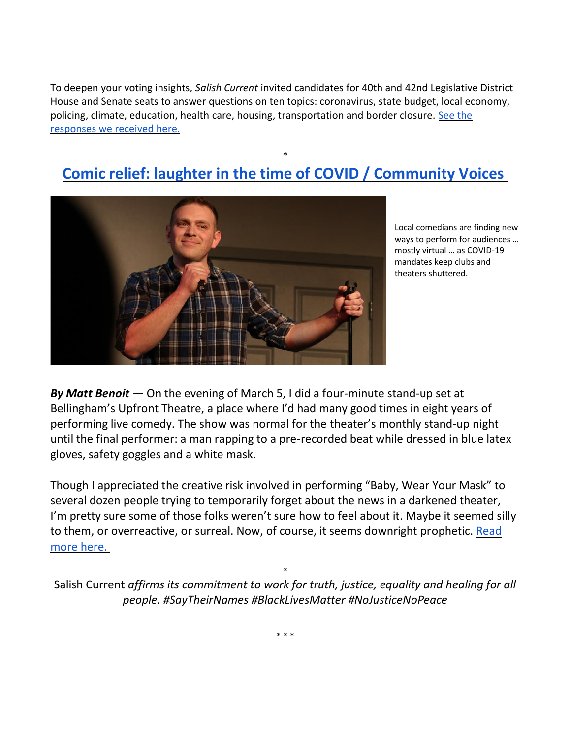To deepen your voting insights, *Salish Current* invited candidates for 40th and 42nd Legislative District House and Senate seats to answer questions on ten topics: coronavirus, state budget, local economy, policing, climate, education, health care, housing, transportation and border closure. See the responses we received here.

*

## Comic relief: laughter in the time of COVID / Community Voices

Local comedians are finding new ways to perform for audiences … mostly virtual … as COVID-19 mandates keep clubs and theaters shuttered.

***By Matt Benoit*** — On the evening of March 5, I did a four-minute stand-up set at Bellingham's Upfront Theatre, a place where I'd had many good times in eight years of performing live comedy. The show was normal for the theater's monthly stand-up night until the final performer: a man rapping to a pre-recorded beat while dressed in blue latex gloves, safety goggles and a white mask.

Though I appreciated the creative risk involved in performing "Baby, Wear Your Mask" to several dozen people trying to temporarily forget about the news in a darkened theater, I'm pretty sure some of those folks weren't sure how to feel about it. Maybe it seemed silly to them, or overreactive, or surreal. Now, of course, it seems downright prophetic. Read more here.

*

Salish Current *affirms its commitment to work for truth, justice, equality and healing for all people. #SayTheirNames #BlackLivesMatter #NoJusticeNoPeace*

* * *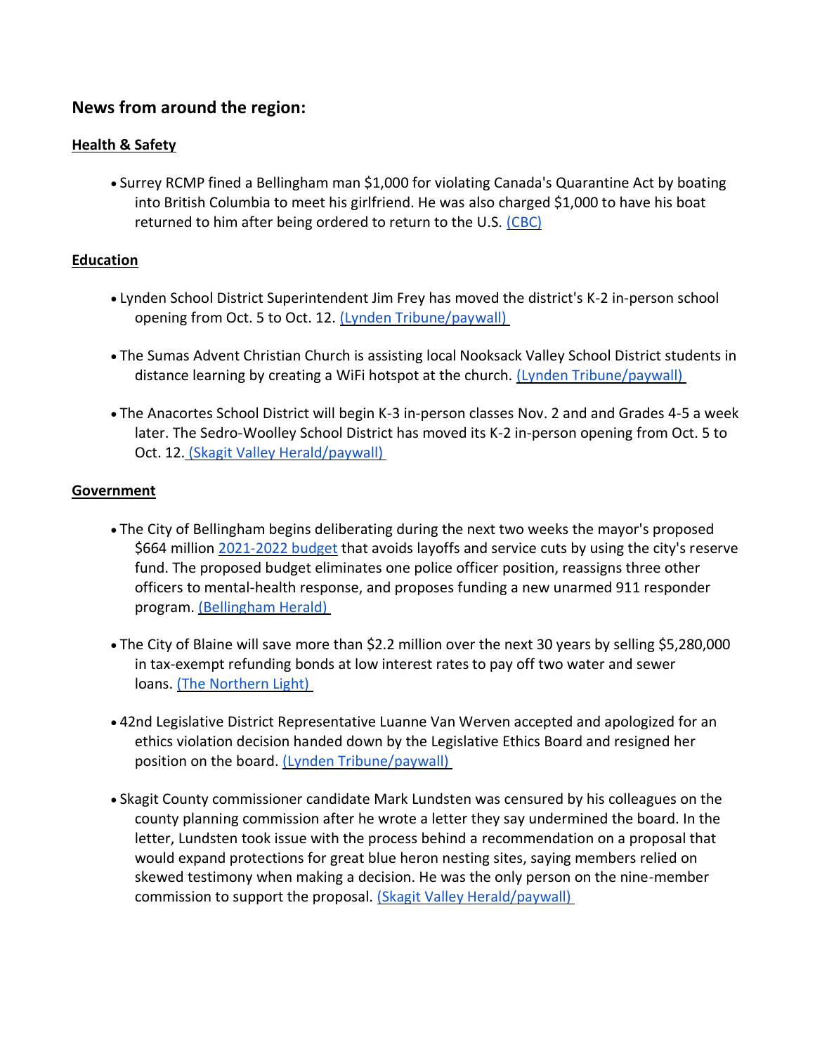## News from around the region:

### Health & Safety

- Surrey RCMP fined a Bellingham man $1,000 for violating Canada's Quarantine Act by boating into British Columbia to meet his girlfriend. He was also charged $1,000 to have his boat returned to him after being ordered to return to the U.S. (CBC)

### Education

- Lynden School District Superintendent Jim Frey has moved the district's K-2 in-person school opening from Oct. 5 to Oct. 12. (Lynden Tribune/paywall)

- The Sumas Advent Christian Church is assisting local Nooksack Valley School District students in distance learning by creating a WiFi hotspot at the church. (Lynden Tribune/paywall)

- The Anacortes School District will begin K-3 in-person classes Nov. 2 and and Grades 4-5 a week later. The Sedro-Woolley School District has moved its K-2 in-person opening from Oct. 5 to Oct. 12. (Skagit Valley Herald/paywall)

### Government

- The City of Bellingham begins deliberating during the next two weeks the mayor's proposed $664 million 2021-2022 budget that avoids layoffs and service cuts by using the city's reserve fund. The proposed budget eliminates one police officer position, reassigns three other officers to mental-health response, and proposes funding a new unarmed 911 responder program. (Bellingham Herald)

- The City of Blaine will save more than $2.2 million over the next 30 years by selling $5,280,000 in tax-exempt refunding bonds at low interest rates to pay off two water and sewer loans. (The Northern Light)

- 42nd Legislative District Representative Luanne Van Werven accepted and apologized for an ethics violation decision handed down by the Legislative Ethics Board and resigned her position on the board. (Lynden Tribune/paywall)

- Skagit County commissioner candidate Mark Lundsten was censured by his colleagues on the county planning commission after he wrote a letter they say undermined the board. In the letter, Lundsten took issue with the process behind a recommendation on a proposal that would expand protections for great blue heron nesting sites, saying members relied on skewed testimony when making a decision. He was the only person on the nine-member commission to support the proposal. (Skagit Valley Herald/paywall)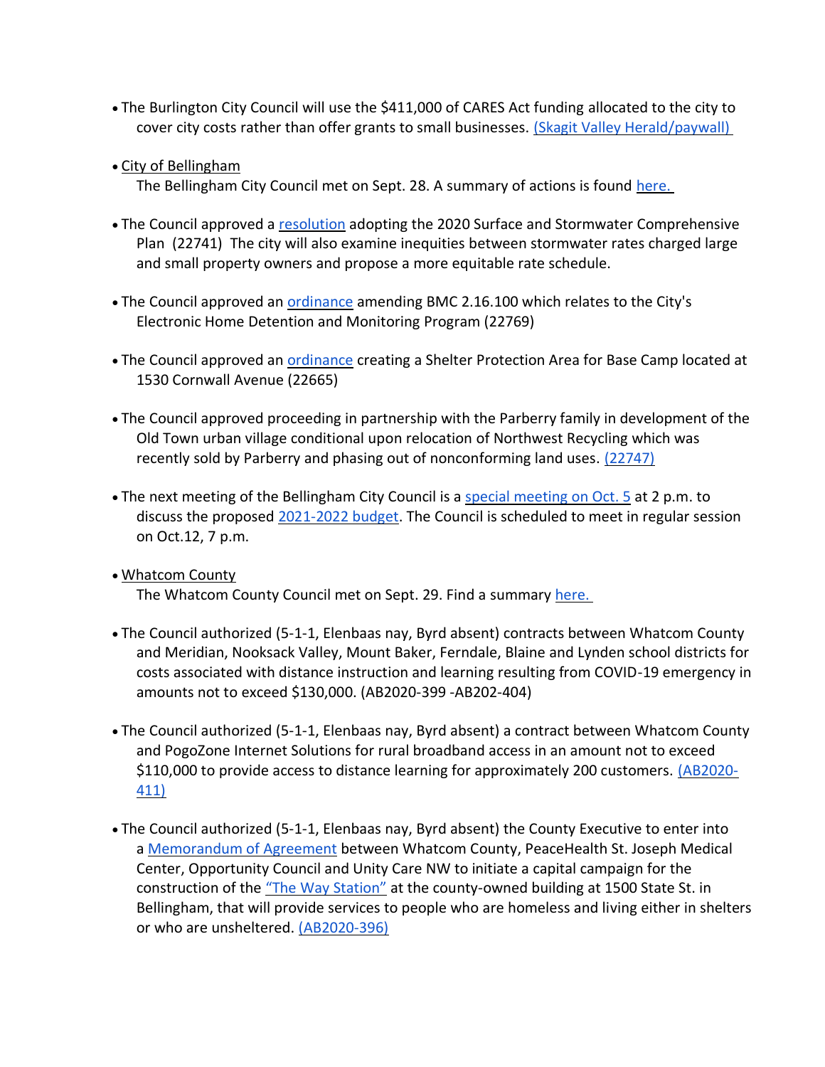- The Burlington City Council will use the $411,000 of CARES Act funding allocated to the city to cover city costs rather than offer grants to small businesses. (Skagit Valley Herald/paywall)

- City of Bellingham
  The Bellingham City Council met on Sept. 28. A summary of actions is found here.

- The Council approved a resolution adopting the 2020 Surface and Stormwater Comprehensive Plan (22741) The city will also examine inequities between stormwater rates charged large and small property owners and propose a more equitable rate schedule.

- The Council approved an ordinance amending BMC 2.16.100 which relates to the City's Electronic Home Detention and Monitoring Program (22769)

- The Council approved an ordinance creating a Shelter Protection Area for Base Camp located at 1530 Cornwall Avenue (22665)

- The Council approved proceeding in partnership with the Parberry family in development of the Old Town urban village conditional upon relocation of Northwest Recycling which was recently sold by Parberry and phasing out of nonconforming land uses. (22747)

- The next meeting of the Bellingham City Council is a special meeting on Oct. 5 at 2 p.m. to discuss the proposed 2021-2022 budget. The Council is scheduled to meet in regular session on Oct.12, 7 p.m.

- Whatcom County
  The Whatcom County Council met on Sept. 29. Find a summary here.

- The Council authorized (5-1-1, Elenbaas nay, Byrd absent) contracts between Whatcom County and Meridian, Nooksack Valley, Mount Baker, Ferndale, Blaine and Lynden school districts for costs associated with distance instruction and learning resulting from COVID-19 emergency in amounts not to exceed $130,000. (AB2020-399 -AB202-404)

- The Council authorized (5-1-1, Elenbaas nay, Byrd absent) a contract between Whatcom County and PogoZone Internet Solutions for rural broadband access in an amount not to exceed $110,000 to provide access to distance learning for approximately 200 customers. (AB2020-411)

- The Council authorized (5-1-1, Elenbaas nay, Byrd absent) the County Executive to enter into a Memorandum of Agreement between Whatcom County, PeaceHealth St. Joseph Medical Center, Opportunity Council and Unity Care NW to initiate a capital campaign for the construction of the "The Way Station" at the county-owned building at 1500 State St. in Bellingham, that will provide services to people who are homeless and living either in shelters or who are unsheltered. (AB2020-396)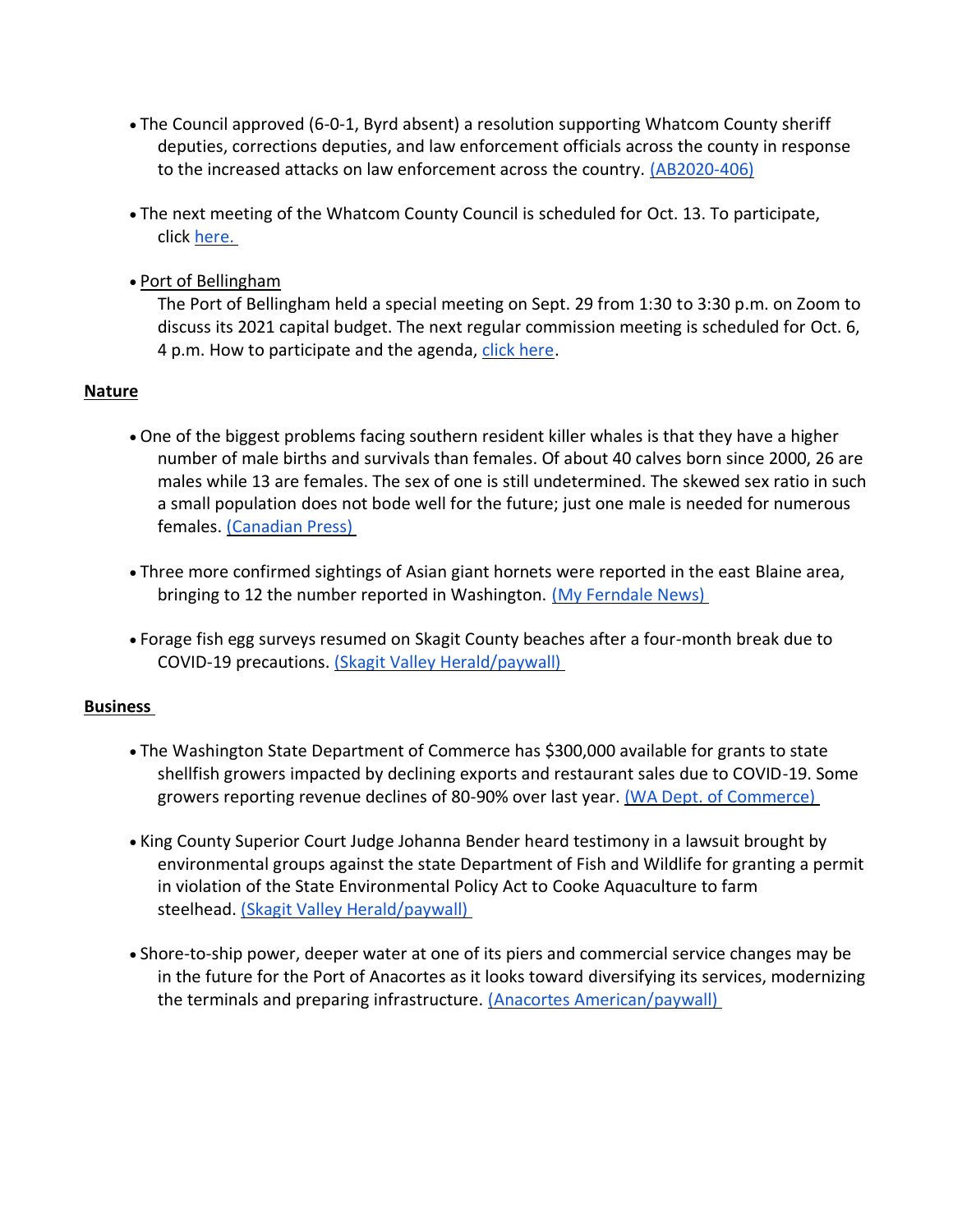- The Council approved (6-0-1, Byrd absent) a resolution supporting Whatcom County sheriff deputies, corrections deputies, and law enforcement officials across the county in response to the increased attacks on law enforcement across the country. (AB2020-406)

- The next meeting of the Whatcom County Council is scheduled for Oct. 13. To participate, click here.

- Port of Bellingham
  The Port of Bellingham held a special meeting on Sept. 29 from 1:30 to 3:30 p.m. on Zoom to discuss its 2021 capital budget. The next regular commission meeting is scheduled for Oct. 6, 4 p.m. How to participate and the agenda, click here.

## Nature

- One of the biggest problems facing southern resident killer whales is that they have a higher number of male births and survivals than females. Of about 40 calves born since 2000, 26 are males while 13 are females. The sex of one is still undetermined. The skewed sex ratio in such a small population does not bode well for the future; just one male is needed for numerous females. (Canadian Press)

- Three more confirmed sightings of Asian giant hornets were reported in the east Blaine area, bringing to 12 the number reported in Washington. (My Ferndale News)

- Forage fish egg surveys resumed on Skagit County beaches after a four-month break due to COVID-19 precautions. (Skagit Valley Herald/paywall)

## Business

- The Washington State Department of Commerce has $300,000 available for grants to state shellfish growers impacted by declining exports and restaurant sales due to COVID-19. Some growers reporting revenue declines of 80-90% over last year. (WA Dept. of Commerce)

- King County Superior Court Judge Johanna Bender heard testimony in a lawsuit brought by environmental groups against the state Department of Fish and Wildlife for granting a permit in violation of the State Environmental Policy Act to Cooke Aquaculture to farm steelhead. (Skagit Valley Herald/paywall)

- Shore-to-ship power, deeper water at one of its piers and commercial service changes may be in the future for the Port of Anacortes as it looks toward diversifying its services, modernizing the terminals and preparing infrastructure. (Anacortes American/paywall)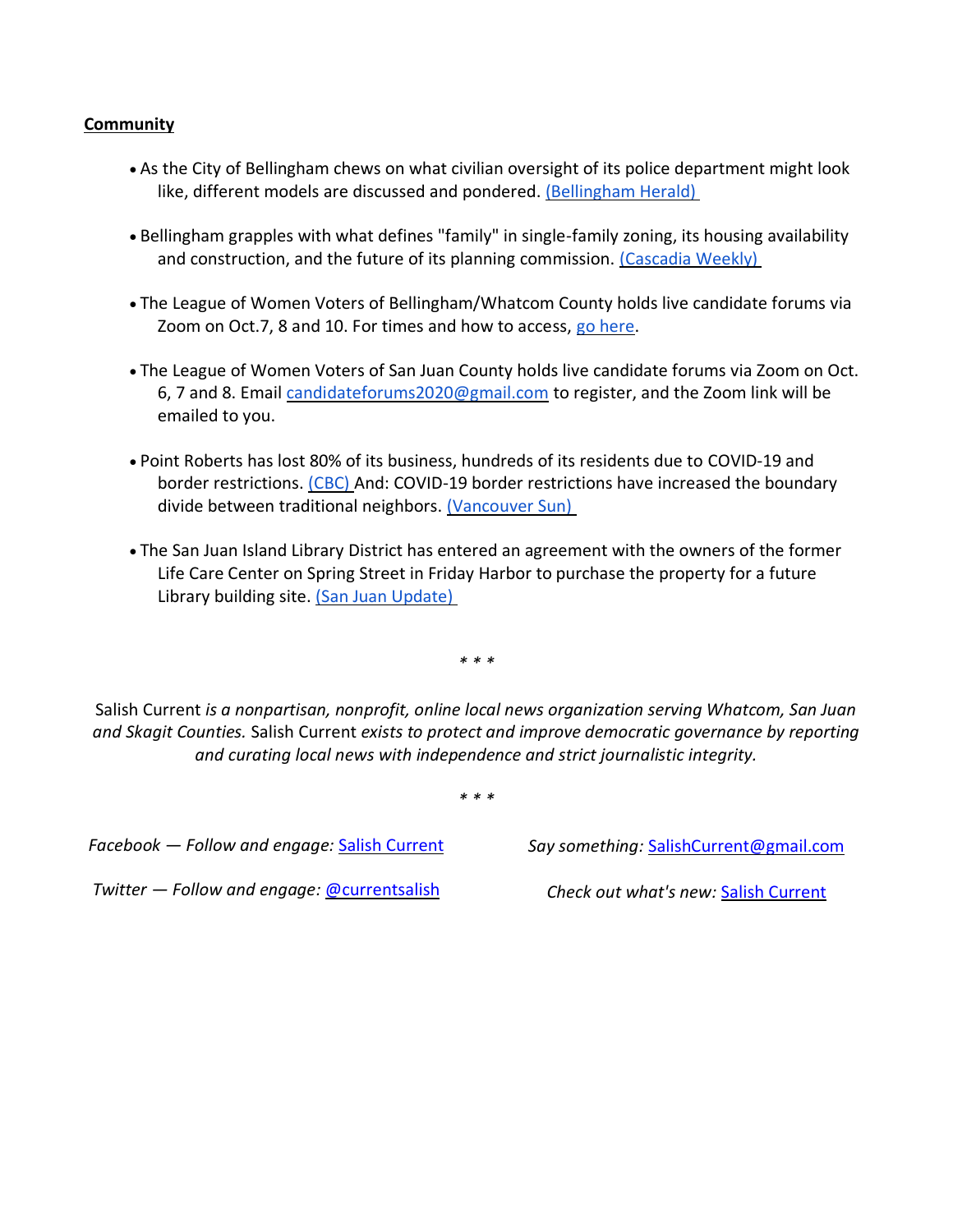**Community**

- As the City of Bellingham chews on what civilian oversight of its police department might look like, different models are discussed and pondered. (Bellingham Herald)

- Bellingham grapples with what defines "family" in single-family zoning, its housing availability and construction, and the future of its planning commission. (Cascadia Weekly)

- The League of Women Voters of Bellingham/Whatcom County holds live candidate forums via Zoom on Oct.7, 8 and 10. For times and how to access, go here.

- The League of Women Voters of San Juan County holds live candidate forums via Zoom on Oct. 6, 7 and 8. Email candidateforums2020@gmail.com to register, and the Zoom link will be emailed to you.

- Point Roberts has lost 80% of its business, hundreds of its residents due to COVID-19 and border restrictions. (CBC) And: COVID-19 border restrictions have increased the boundary divide between traditional neighbors. (Vancouver Sun)

- The San Juan Island Library District has entered an agreement with the owners of the former Life Care Center on Spring Street in Friday Harbor to purchase the property for a future Library building site. (San Juan Update)

\* \* \*

Salish Current *is a nonpartisan, nonprofit, online local news organization serving Whatcom, San Juan and Skagit Counties.* Salish Current *exists to protect and improve democratic governance by reporting and curating local news with independence and strict journalistic integrity.*

\* \* \*

*Facebook — Follow and engage:* Salish Current

*Twitter — Follow and engage:* @currentsalish

*Say something:* SalishCurrent@gmail.com

*Check out what's new:* Salish Current